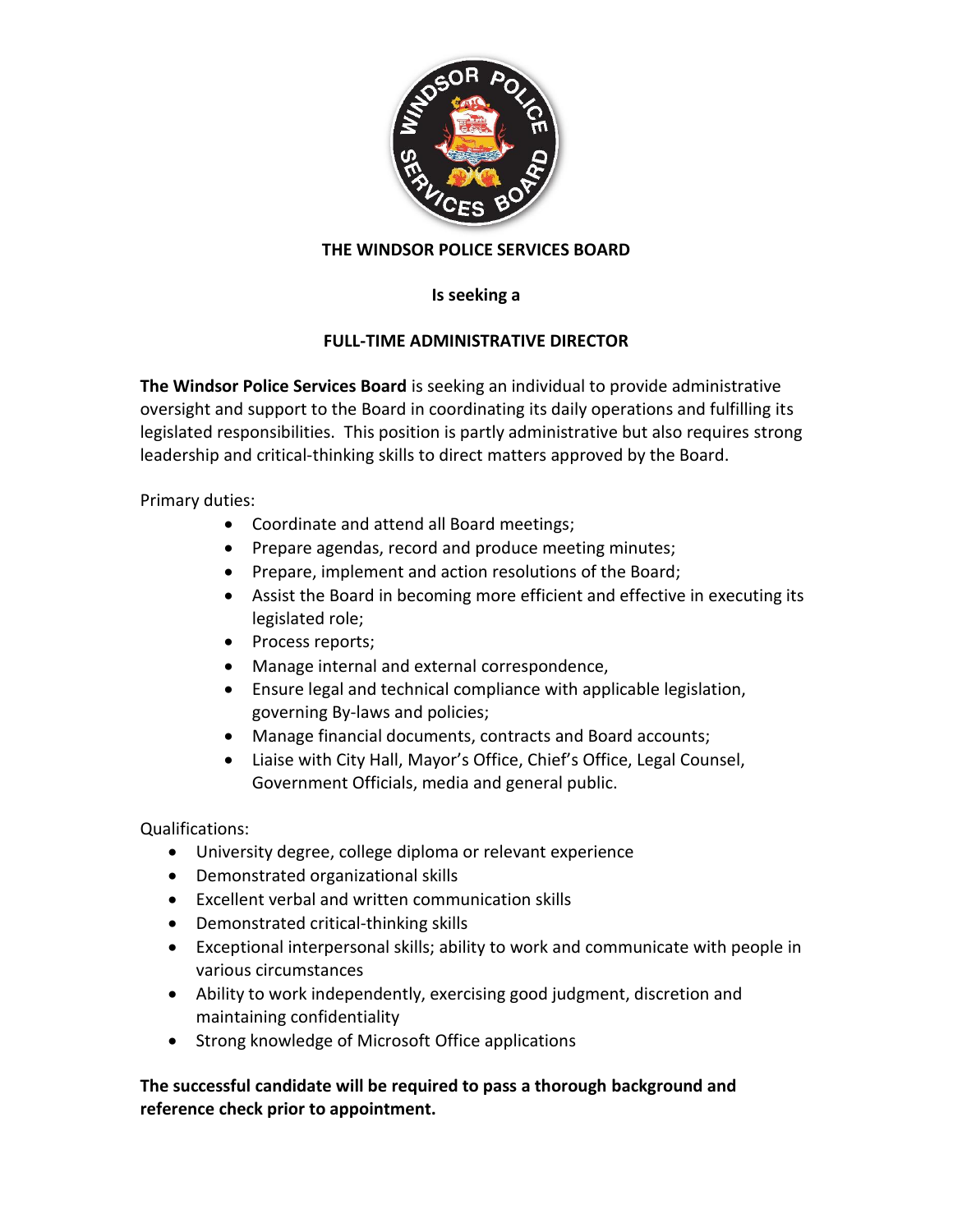**THE WINDSOR POLICE SERVICES BOARD**

**Is seeking a**

**FULL-TIME ADMINISTRATIVE DIRECTOR**

**The Windsor Police Services Board** is seeking an individual to provide administrative oversight and support to the Board in coordinating its daily operations and fulfilling its legislated responsibilities. This position is partly administrative but also requires strong leadership and critical-thinking skills to direct matters approved by the Board.

Primary duties:

- Coordinate and attend all Board meetings;
- Prepare agendas, record and produce meeting minutes;
- Prepare, implement and action resolutions of the Board;
- Assist the Board in becoming more efficient and effective in executing its legislated role;
- Process reports;
- Manage internal and external correspondence,
- Ensure legal and technical compliance with applicable legislation, governing By-laws and policies;
- Manage financial documents, contracts and Board accounts;
- Liaise with City Hall, Mayor's Office, Chief's Office, Legal Counsel, Government Officials, media and general public.

Qualifications:

- University degree, college diploma or relevant experience
- Demonstrated organizational skills
- Excellent verbal and written communication skills
- Demonstrated critical-thinking skills
- Exceptional interpersonal skills; ability to work and communicate with people in various circumstances
- Ability to work independently, exercising good judgment, discretion and maintaining confidentiality
- Strong knowledge of Microsoft Office applications

**The successful candidate will be required to pass a thorough background and reference check prior to appointment.**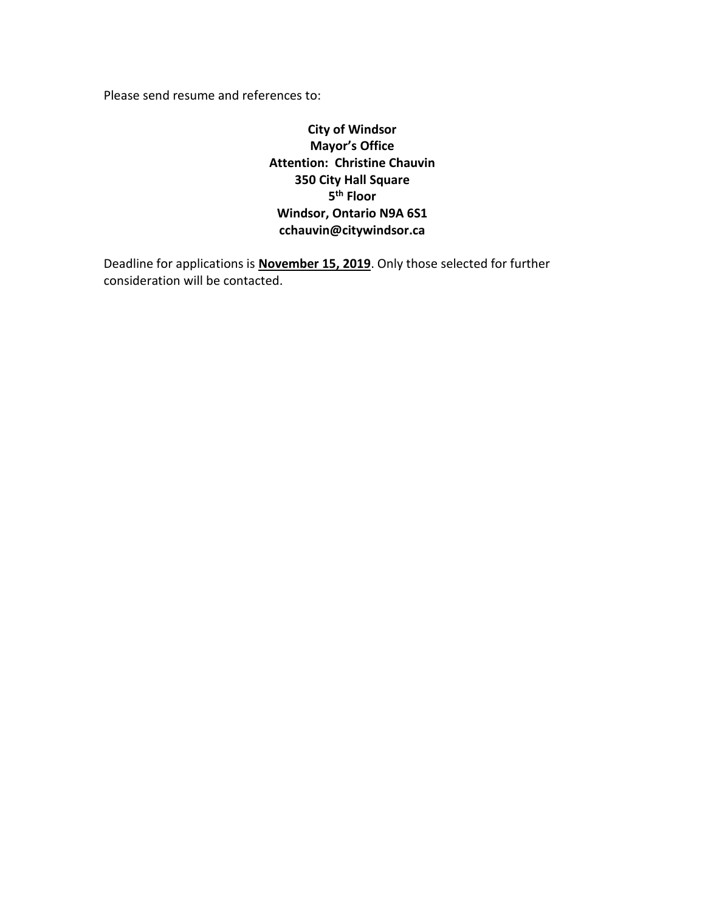Please send resume and references to:

**City of Windsor**
**Mayor's Office**
**Attention: Christine Chauvin**
**350 City Hall Square**
**5th Floor**
**Windsor, Ontario N9A 6S1**
**cchauvin@citywindsor.ca**

Deadline for applications is **November 15, 2019**. Only those selected for further consideration will be contacted.